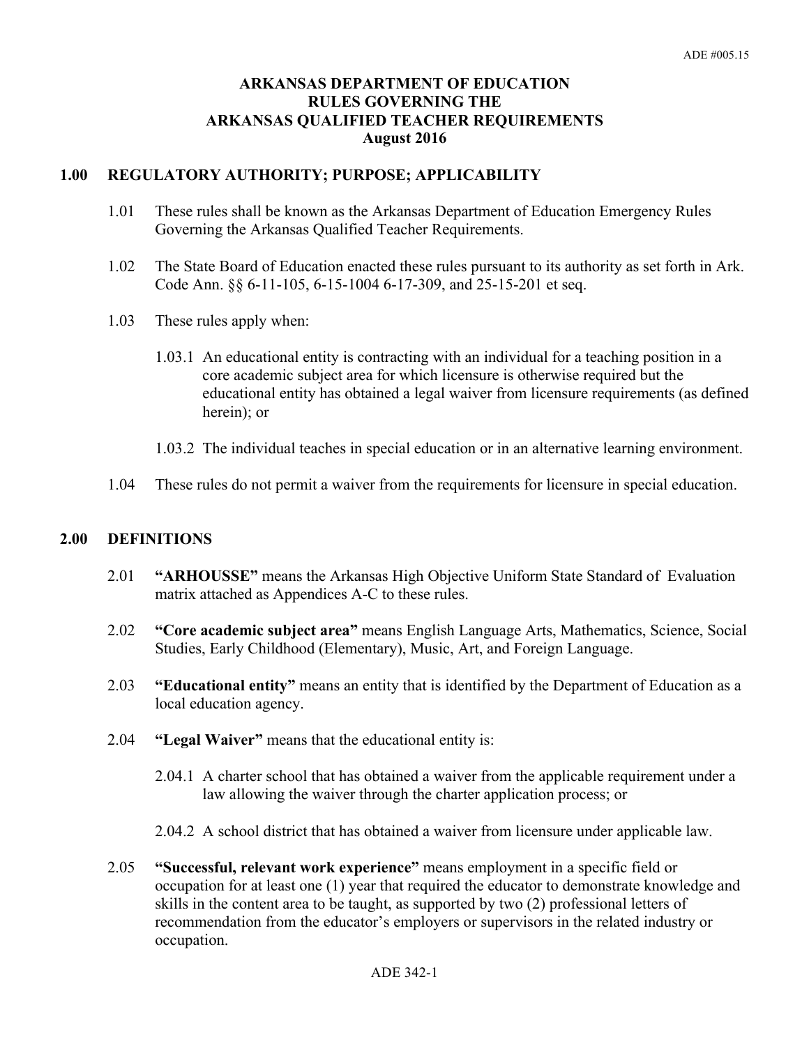# ARKANSAS DEPARTMENT OF EDUCATION
# RULES GOVERNING THE
# ARKANSAS QUALIFIED TEACHER REQUIREMENTS
# August 2016

## 1.00 REGULATORY AUTHORITY; PURPOSE; APPLICABILITY

1.01 These rules shall be known as the Arkansas Department of Education Emergency Rules Governing the Arkansas Qualified Teacher Requirements.

1.02 The State Board of Education enacted these rules pursuant to its authority as set forth in Ark. Code Ann. §§ 6-11-105, 6-15-1004 6-17-309, and 25-15-201 et seq.

1.03 These rules apply when:

1.03.1 An educational entity is contracting with an individual for a teaching position in a core academic subject area for which licensure is otherwise required but the educational entity has obtained a legal waiver from licensure requirements (as defined herein); or

1.03.2 The individual teaches in special education or in an alternative learning environment.

1.04 These rules do not permit a waiver from the requirements for licensure in special education.

## 2.00 DEFINITIONS

2.01 **"ARHOUSSE"** means the Arkansas High Objective Uniform State Standard of Evaluation matrix attached as Appendices A-C to these rules.

2.02 **"Core academic subject area"** means English Language Arts, Mathematics, Science, Social Studies, Early Childhood (Elementary), Music, Art, and Foreign Language.

2.03 **"Educational entity"** means an entity that is identified by the Department of Education as a local education agency.

2.04 **"Legal Waiver"** means that the educational entity is:

2.04.1 A charter school that has obtained a waiver from the applicable requirement under a law allowing the waiver through the charter application process; or

2.04.2 A school district that has obtained a waiver from licensure under applicable law.

2.05 **"Successful, relevant work experience"** means employment in a specific field or occupation for at least one (1) year that required the educator to demonstrate knowledge and skills in the content area to be taught, as supported by two (2) professional letters of recommendation from the educator's employers or supervisors in the related industry or occupation.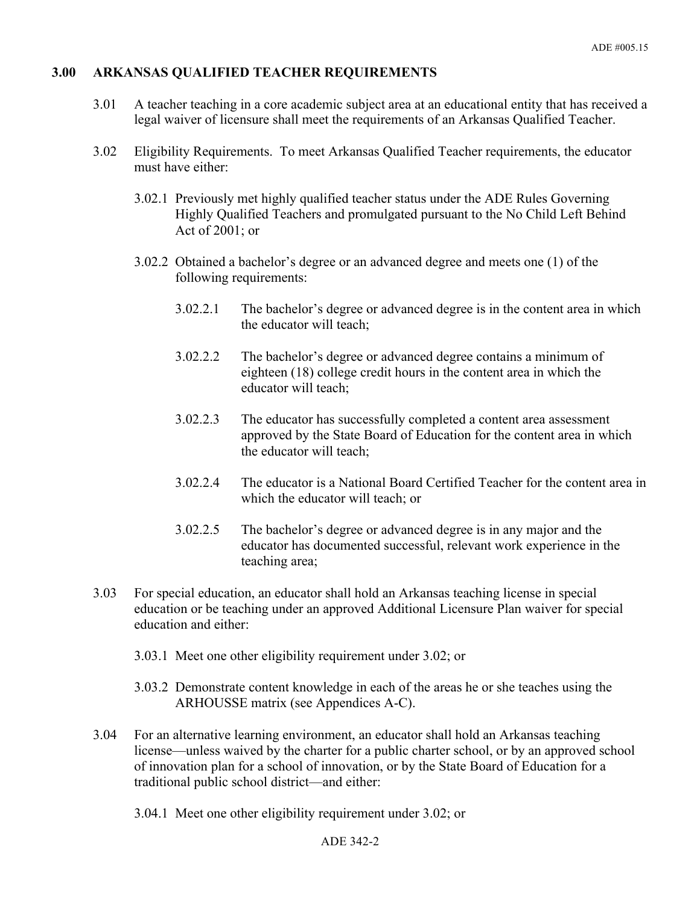## 3.00 ARKANSAS QUALIFIED TEACHER REQUIREMENTS

3.01 A teacher teaching in a core academic subject area at an educational entity that has received a legal waiver of licensure shall meet the requirements of an Arkansas Qualified Teacher.

3.02 Eligibility Requirements. To meet Arkansas Qualified Teacher requirements, the educator must have either:

3.02.1 Previously met highly qualified teacher status under the ADE Rules Governing Highly Qualified Teachers and promulgated pursuant to the No Child Left Behind Act of 2001; or

3.02.2 Obtained a bachelor's degree or an advanced degree and meets one (1) of the following requirements:

3.02.2.1 The bachelor's degree or advanced degree is in the content area in which the educator will teach;

3.02.2.2 The bachelor's degree or advanced degree contains a minimum of eighteen (18) college credit hours in the content area in which the educator will teach;

3.02.2.3 The educator has successfully completed a content area assessment approved by the State Board of Education for the content area in which the educator will teach;

3.02.2.4 The educator is a National Board Certified Teacher for the content area in which the educator will teach; or

3.02.2.5 The bachelor's degree or advanced degree is in any major and the educator has documented successful, relevant work experience in the teaching area;

3.03 For special education, an educator shall hold an Arkansas teaching license in special education or be teaching under an approved Additional Licensure Plan waiver for special education and either:

3.03.1 Meet one other eligibility requirement under 3.02; or

3.03.2 Demonstrate content knowledge in each of the areas he or she teaches using the ARHOUSSE matrix (see Appendices A-C).

3.04 For an alternative learning environment, an educator shall hold an Arkansas teaching license—unless waived by the charter for a public charter school, or by an approved school of innovation plan for a school of innovation, or by the State Board of Education for a traditional public school district—and either:

3.04.1 Meet one other eligibility requirement under 3.02; or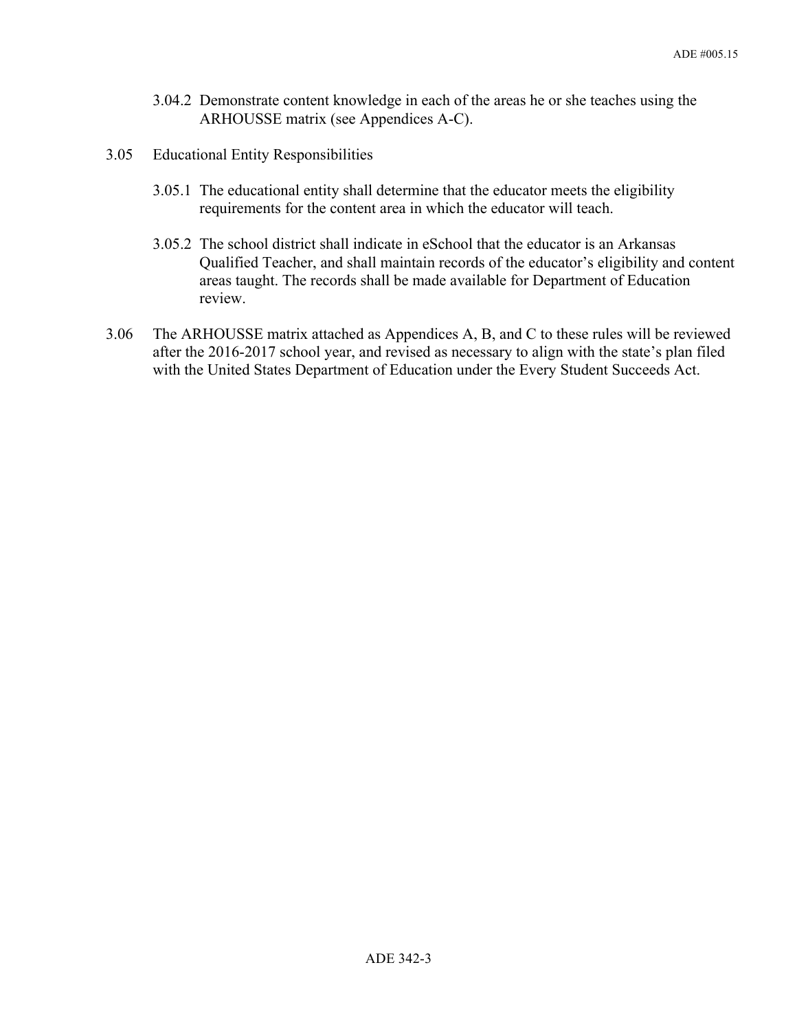3.04.2 Demonstrate content knowledge in each of the areas he or she teaches using the ARHOUSSE matrix (see Appendices A-C).

3.05 Educational Entity Responsibilities

3.05.1 The educational entity shall determine that the educator meets the eligibility requirements for the content area in which the educator will teach.

3.05.2 The school district shall indicate in eSchool that the educator is an Arkansas Qualified Teacher, and shall maintain records of the educator's eligibility and content areas taught. The records shall be made available for Department of Education review.

3.06 The ARHOUSSE matrix attached as Appendices A, B, and C to these rules will be reviewed after the 2016-2017 school year, and revised as necessary to align with the state's plan filed with the United States Department of Education under the Every Student Succeeds Act.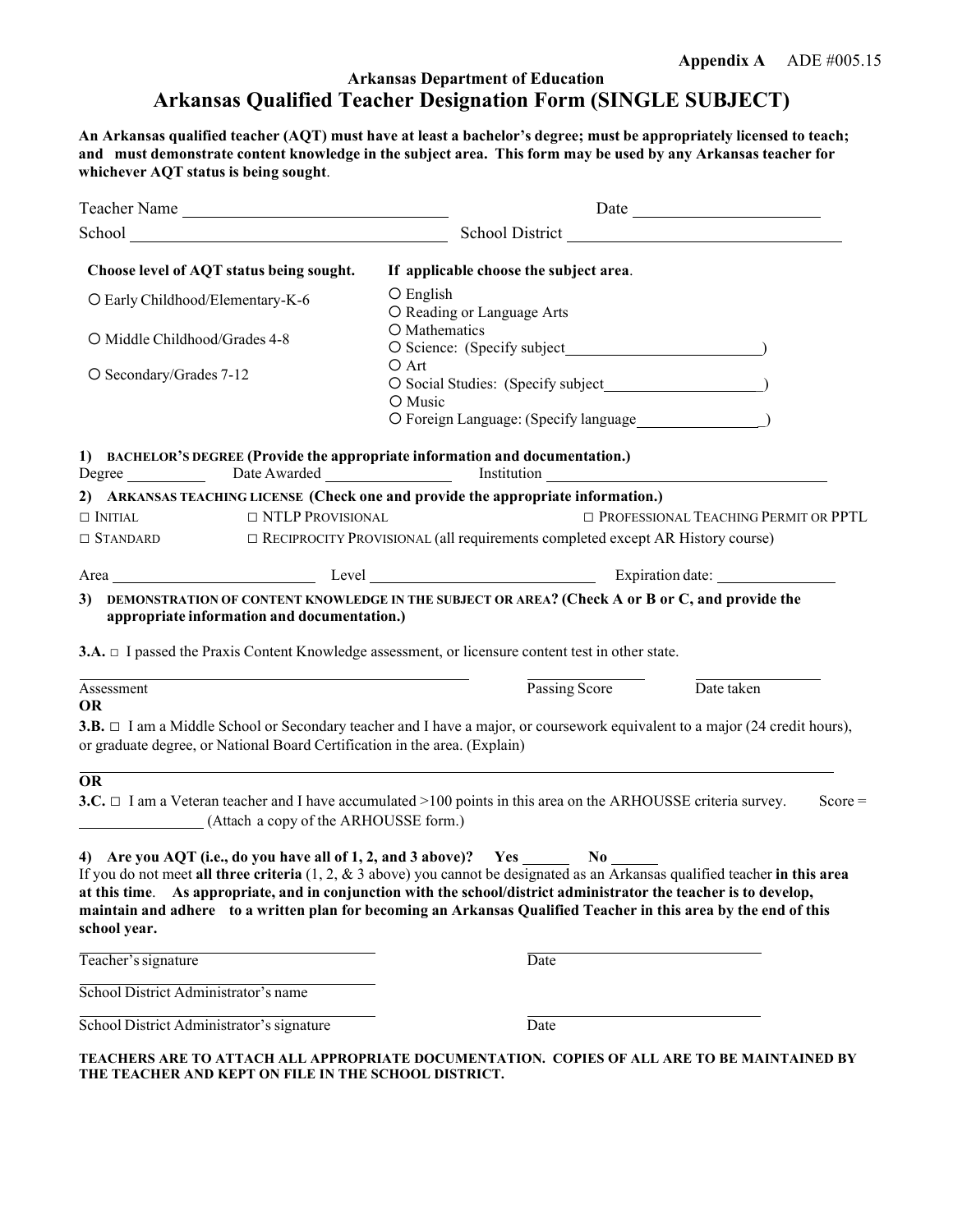**Appendix A** ADE #005.15

**Arkansas Department of Education**

# Arkansas Qualified Teacher Designation Form (SINGLE SUBJECT)

**An Arkansas qualified teacher (AQT) must have at least a bachelor's degree; must be appropriately licensed to teach; and must demonstrate content knowledge in the subject area. This form may be used by any Arkansas teacher for whichever AQT status is being sought**.

Teacher Name ______________________________ Date ____________________

School ______________________________ School District ______________________________

**Choose level of AQT status being sought.**

- ○ Early Childhood/Elementary-K-6
- ○ Middle Childhood/Grades 4-8
- ○ Secondary/Grades 7-12

**If applicable choose the subject area**.

- ○ English
- ○ Reading or Language Arts
- ○ Mathematics
- ○ Science: (Specify subject________________________)
- ○ Art
- ○ Social Studies: (Specify subject____________________)
- ○ Music
- ○ Foreign Language: (Specify language________________)

**1) BACHELOR'S DEGREE (Provide the appropriate information and documentation.)**

Degree __________ Date Awarded ______________ Institution ______________________________

**2) ARKANSAS TEACHING LICENSE (Check one and provide the appropriate information.)**

□ INITIAL □ NTLP PROVISIONAL □ PROFESSIONAL TEACHING PERMIT OR PPTL

□ STANDARD □ RECIPROCITY PROVISIONAL (all requirements completed except AR History course)

Area ____________________ Level ______________________ Expiration date: ______________

**3) DEMONSTRATION OF CONTENT KNOWLEDGE IN THE SUBJECT OR AREA? (Check A or B or C, and provide the appropriate information and documentation.)**

**3.A.** □ I passed the Praxis Content Knowledge assessment, or licensure content test in other state.

______________________________ ______________ ______________

Assessment Passing Score Date taken

**OR**

**3.B.** □ I am a Middle School or Secondary teacher and I have a major, or coursework equivalent to a major (24 credit hours), or graduate degree, or National Board Certification in the area. (Explain)

______________________________________________________________________

**OR**

**3.C.** □ I am a Veteran teacher and I have accumulated >100 points in this area on the ARHOUSSE criteria survey. Score = ______________ (Attach a copy of the ARHOUSSE form.)

**4) Are you AQT (i.e., do you have all of 1, 2, and 3 above)? Yes ______ No ______**

If you do not meet **all three criteria** (1, 2, & 3 above) you cannot be designated as an Arkansas qualified teacher **in this area at this time**. **As appropriate, and in conjunction with the school/district administrator the teacher is to develop, maintain and adhere to a written plan for becoming an Arkansas Qualified Teacher in this area by the end of this school year.**

______________________________ ______________________________

Teacher's signature Date

______________________________

School District Administrator's name

______________________________ ______________________________

School District Administrator's signature Date

**TEACHERS ARE TO ATTACH ALL APPROPRIATE DOCUMENTATION. COPIES OF ALL ARE TO BE MAINTAINED BY THE TEACHER AND KEPT ON FILE IN THE SCHOOL DISTRICT.**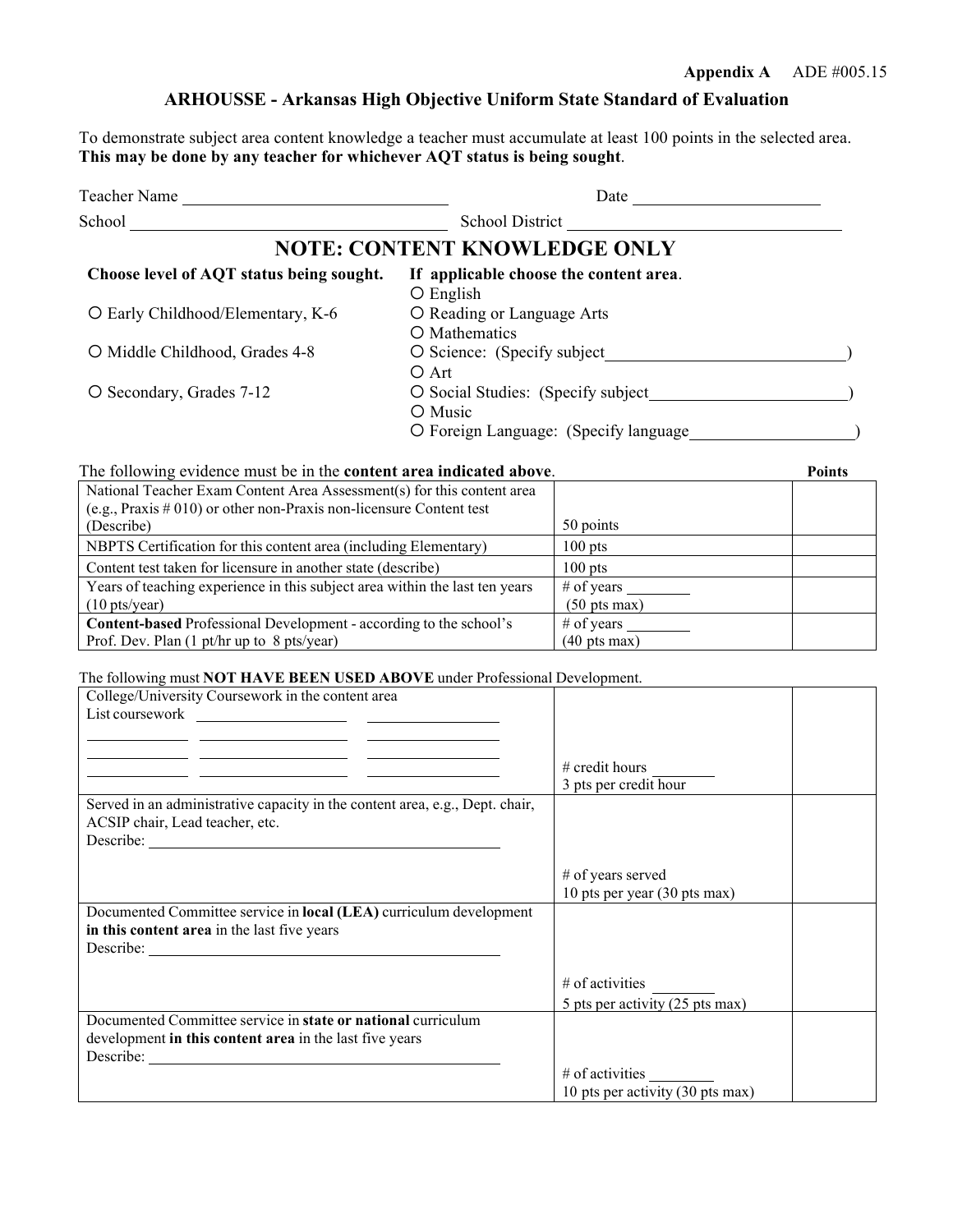**Appendix A** ADE #005.15

## ARHOUSSE - Arkansas High Objective Uniform State Standard of Evaluation

To demonstrate subject area content knowledge a teacher must accumulate at least 100 points in the selected area. **This may be done by any teacher for whichever AQT status is being sought**.

Teacher Name ______________________________ Date ____________________

School ___________________________________ School District ______________________________

## NOTE: CONTENT KNOWLEDGE ONLY

**Choose level of AQT status being sought.**

- ○ Early Childhood/Elementary, K-6
- ○ Middle Childhood, Grades 4-8
- ○ Secondary, Grades 7-12

**If applicable choose the content area**.

- ○ English
- ○ Reading or Language Arts
- ○ Mathematics
- ○ Science: (Specify subject__________________________)
- ○ Art
- ○ Social Studies: (Specify subject______________________)
- ○ Music
- ○ Foreign Language: (Specify language__________________)

The following evidence must be in the **content area indicated above**.

| | | **Points** |
|---|---|---|
| National Teacher Exam Content Area Assessment(s) for this content area (e.g., Praxis # 010) or other non-Praxis non-licensure Content test (Describe) | 50 points | |
| NBPTS Certification for this content area (including Elementary) | 100 pts | |
| Content test taken for licensure in another state (describe) | 100 pts | |
| Years of teaching experience in this subject area within the last ten years (10 pts/year) | # of years ________ (50 pts max) | |
| **Content-based** Professional Development - according to the school's Prof. Dev. Plan (1 pt/hr up to 8 pts/year) | # of years ________ (40 pts max) | |

The following must **NOT HAVE BEEN USED ABOVE** under Professional Development.

| | | |
|---|---|---|
| College/University Coursework in the content area<br>List coursework __________ __________ __________ | # credit hours ________<br>3 pts per credit hour | |
| Served in an administrative capacity in the content area, e.g., Dept. chair, ACSIP chair, Lead teacher, etc.<br>Describe: ______________________________ | # of years served<br>10 pts per year (30 pts max) | |
| Documented Committee service in **local (LEA)** curriculum development **in this content area** in the last five years<br>Describe: ______________________________ | # of activities ________<br>5 pts per activity (25 pts max) | |
| Documented Committee service in **state or national** curriculum development **in this content area** in the last five years<br>Describe: ______________________________ | # of activities ________<br>10 pts per activity (30 pts max) | |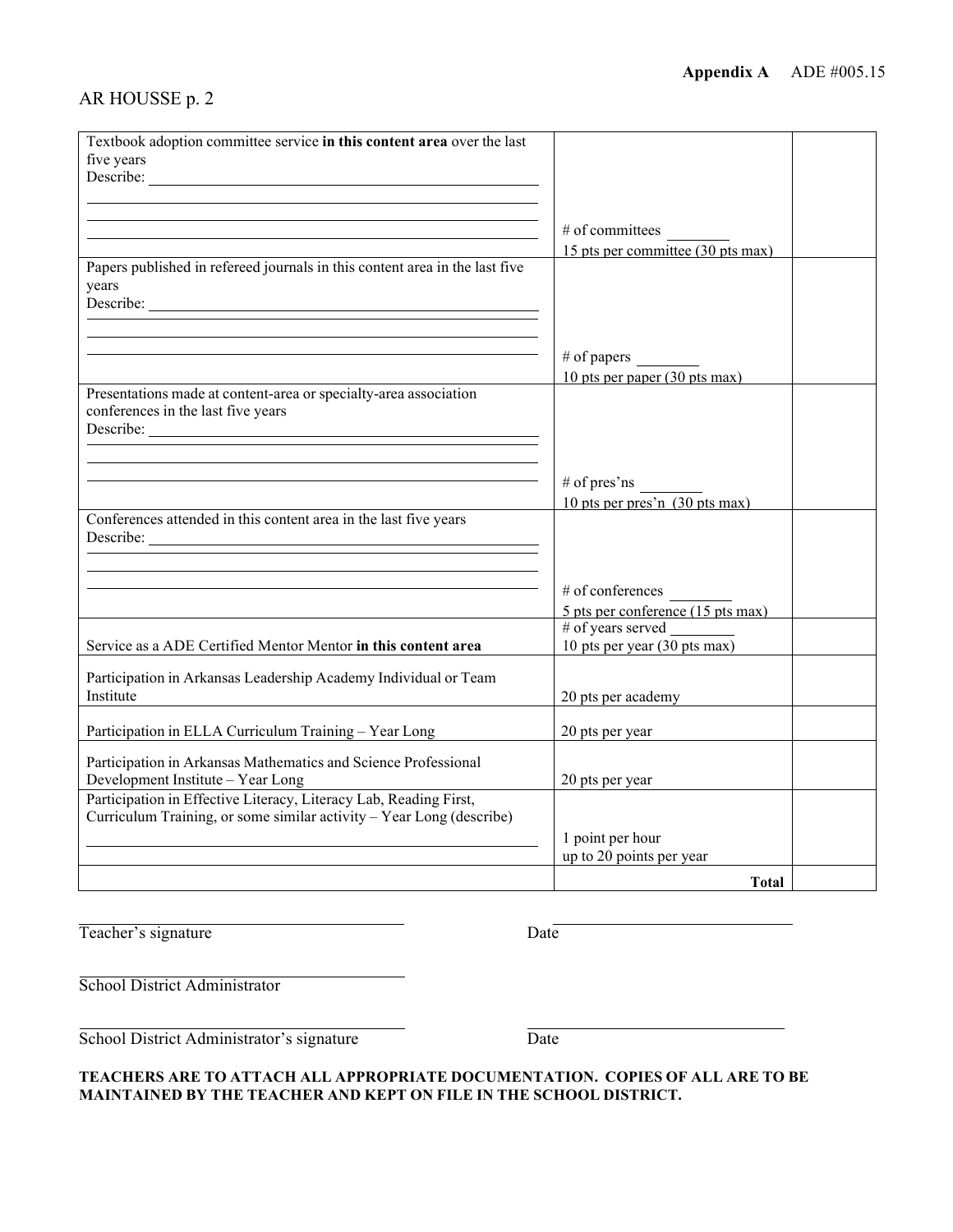**Appendix A** ADE #005.15

AR HOUSSE p. 2

| | | |
|---|---|---|
| Textbook adoption committee service **in this content area** over the last five years<br>Describe: ______________ | # of committees ______<br>15 pts per committee (30 pts max) | |
| Papers published in refereed journals in this content area in the last five years<br>Describe: ______________ | # of papers ______<br>10 pts per paper (30 pts max) | |
| Presentations made at content-area or specialty-area association conferences in the last five years<br>Describe: ______________ | # of pres'ns ______<br>10 pts per pres'n (30 pts max) | |
| Conferences attended in this content area in the last five years<br>Describe: ______________ | # of conferences ______<br>5 pts per conference (15 pts max) | |
| Service as a ADE Certified Mentor Mentor **in this content area** | # of years served ______<br>10 pts per year (30 pts max) | |
| Participation in Arkansas Leadership Academy Individual or Team Institute | 20 pts per academy | |
| Participation in ELLA Curriculum Training – Year Long | 20 pts per year | |
| Participation in Arkansas Mathematics and Science Professional Development Institute – Year Long | 20 pts per year | |
| Participation in Effective Literacy, Literacy Lab, Reading First, Curriculum Training, or some similar activity – Year Long (describe)<br>______________ | 1 point per hour<br>up to 20 points per year | |
| | **Total** | |

______________________
Teacher's signature

______________________
Date

______________________
School District Administrator

______________________
School District Administrator's signature

______________________
Date

**TEACHERS ARE TO ATTACH ALL APPROPRIATE DOCUMENTATION. COPIES OF ALL ARE TO BE MAINTAINED BY THE TEACHER AND KEPT ON FILE IN THE SCHOOL DISTRICT.**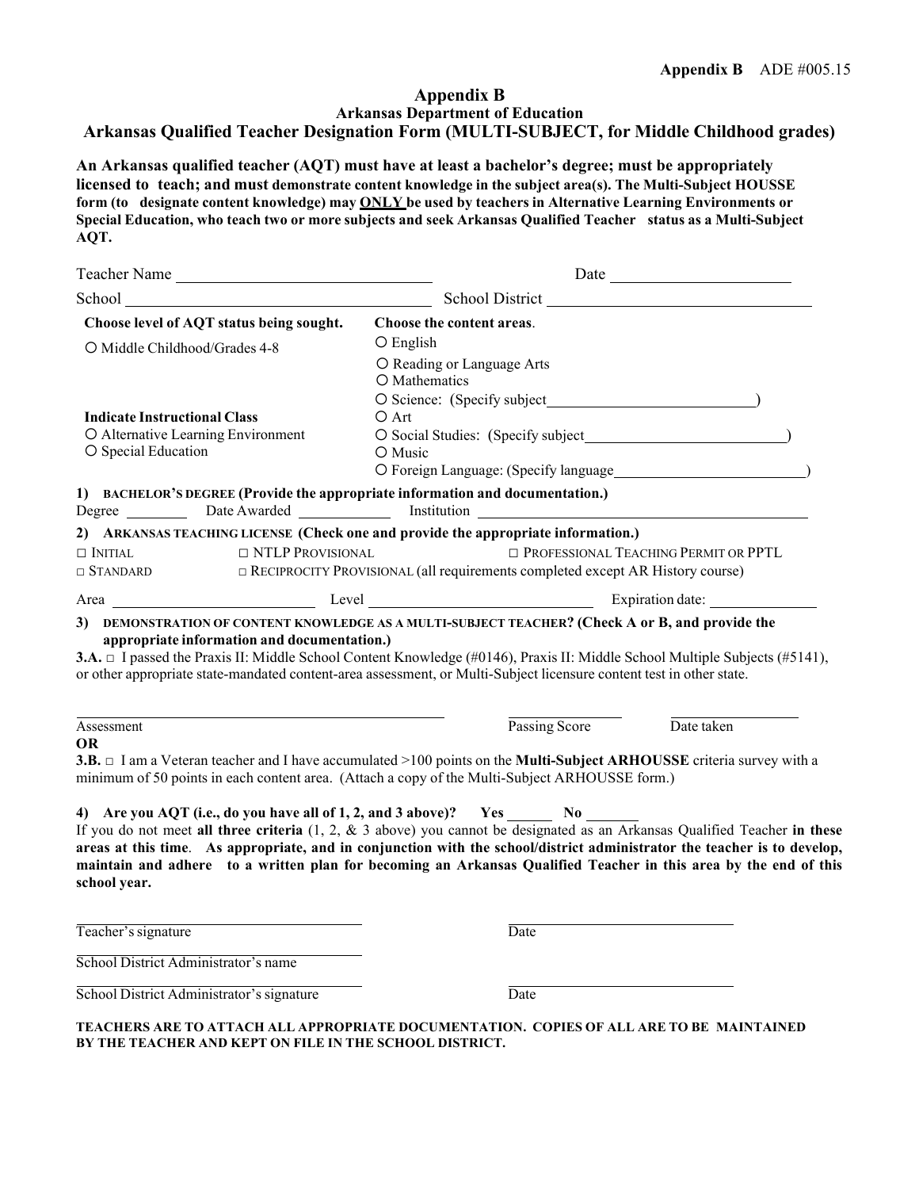Appendix B ADE #005.15

# Appendix B

## Arkansas Department of Education

## Arkansas Qualified Teacher Designation Form (MULTI-SUBJECT, for Middle Childhood grades)

**An Arkansas qualified teacher (AQT) must have at least a bachelor's degree; must be appropriately licensed to teach; and must demonstrate content knowledge in the subject area(s). The Multi-Subject HOUSSE form (to designate content knowledge) may ONLY be used by teachers in Alternative Learning Environments or Special Education, who teach two or more subjects and seek Arkansas Qualified Teacher status as a Multi-Subject AQT.**

Teacher Name ______________________________ Date ______________________

School ____________________________________ School District ________________________________

**Choose level of AQT status being sought.**

○ Middle Childhood/Grades 4-8

**Indicate Instructional Class**

○ Alternative Learning Environment

○ Special Education

**Choose the content areas.**

○ English

○ Reading or Language Arts

○ Mathematics

○ Science: (Specify subject__________________________)

○ Art

○ Social Studies: (Specify subject__________________________)

○ Music

○ Foreign Language: (Specify language________________________)

**1) BACHELOR'S DEGREE (Provide the appropriate information and documentation.)**

Degree ________ Date Awarded ___________ Institution ______________________________________

**2) ARKANSAS TEACHING LICENSE (Check one and provide the appropriate information.)**

□ INITIAL □ NTLP PROVISIONAL □ PROFESSIONAL TEACHING PERMIT OR PPTL

□ STANDARD □ RECIPROCITY PROVISIONAL (all requirements completed except AR History course)

Area ______________________ Level ____________________________ Expiration date: ______________

**3) DEMONSTRATION OF CONTENT KNOWLEDGE AS A MULTI-SUBJECT TEACHER? (Check A or B, and provide the appropriate information and documentation.)**

**3.A.** □ I passed the Praxis II: Middle School Content Knowledge (#0146), Praxis II: Middle School Multiple Subjects (#5141), or other appropriate state-mandated content-area assessment, or Multi-Subject licensure content test in other state.

_____________________________________ _______________ _______________

Assessment Passing Score Date taken

**OR**

**3.B.** □ I am a Veteran teacher and I have accumulated >100 points on the **Multi-Subject ARHOUSSE** criteria survey with a minimum of 50 points in each content area. (Attach a copy of the Multi-Subject ARHOUSSE form.)

**4) Are you AQT (i.e., do you have all of 1, 2, and 3 above)? Yes ______ No ______**

If you do not meet **all three criteria** (1, 2, & 3 above) you cannot be designated as an Arkansas Qualified Teacher **in these areas at this time. As appropriate, and in conjunction with the school/district administrator the teacher is to develop, maintain and adhere to a written plan for becoming an Arkansas Qualified Teacher in this area by the end of this school year.**

_____________________________ _____________________________

Teacher's signature Date

_____________________________

School District Administrator's name

_____________________________ _____________________________

School District Administrator's signature Date

**TEACHERS ARE TO ATTACH ALL APPROPRIATE DOCUMENTATION. COPIES OF ALL ARE TO BE MAINTAINED BY THE TEACHER AND KEPT ON FILE IN THE SCHOOL DISTRICT.**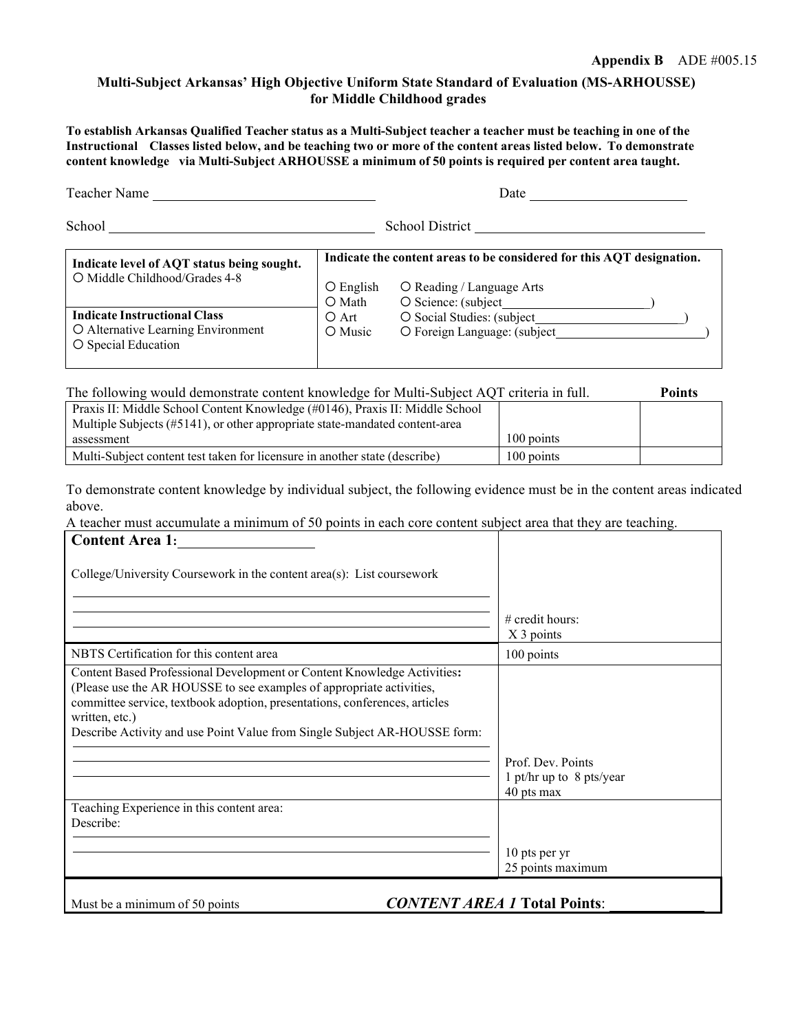**Appendix B** ADE #005.15

## Multi-Subject Arkansas' High Objective Uniform State Standard of Evaluation (MS-ARHOUSSE) for Middle Childhood grades

**To establish Arkansas Qualified Teacher status as a Multi-Subject teacher a teacher must be teaching in one of the Instructional Classes listed below, and be teaching two or more of the content areas listed below. To demonstrate content knowledge via Multi-Subject ARHOUSSE a minimum of 50 points is required per content area taught.**

Teacher Name ______________________________ Date ____________________

School ____________________________________ School District ______________________________

| **Indicate level of AQT status being sought.**<br>○ Middle Childhood/Grades 4-8<br><br>**Indicate Instructional Class**<br>○ Alternative Learning Environment<br>○ Special Education | **Indicate the content areas to be considered for this AQT designation.**<br><br>○ English ○ Reading / Language Arts<br>○ Math ○ Science: (subject____________________)<br>○ Art ○ Social Studies: (subject____________________)<br>○ Music ○ Foreign Language: (subject____________________) |
|---|---|

| The following would demonstrate content knowledge for Multi-Subject AQT criteria in full. | | **Points** |
|---|---|---|
| Praxis II: Middle School Content Knowledge (#0146), Praxis II: Middle School Multiple Subjects (#5141), or other appropriate state-mandated content-area assessment | 100 points | |
| Multi-Subject content test taken for licensure in another state (describe) | 100 points | |

To demonstrate content knowledge by individual subject, the following evidence must be in the content areas indicated above.

A teacher must accumulate a minimum of 50 points in each core content subject area that they are teaching.

| **Content Area 1:**________________<br><br>College/University Coursework in the content area(s): List coursework<br>______________________________<br>______________________________<br>______________________________ | # credit hours:<br>X 3 points |
|---|---|
| NBTS Certification for this content area | 100 points |
| Content Based Professional Development or Content Knowledge Activities**:** (Please use the AR HOUSSE to see examples of appropriate activities, committee service, textbook adoption, presentations, conferences, articles written, etc.)<br>Describe Activity and use Point Value from Single Subject AR-HOUSSE form:<br>______________________________<br>______________________________<br>______________________________ | Prof. Dev. Points<br>1 pt/hr up to 8 pts/year<br>40 pts max |
| Teaching Experience in this content area:<br>Describe:<br>______________________________<br>______________________________ | 10 pts per yr<br>25 points maximum |
| Must be a minimum of 50 points | ***CONTENT AREA 1* Total Points**: ____________ |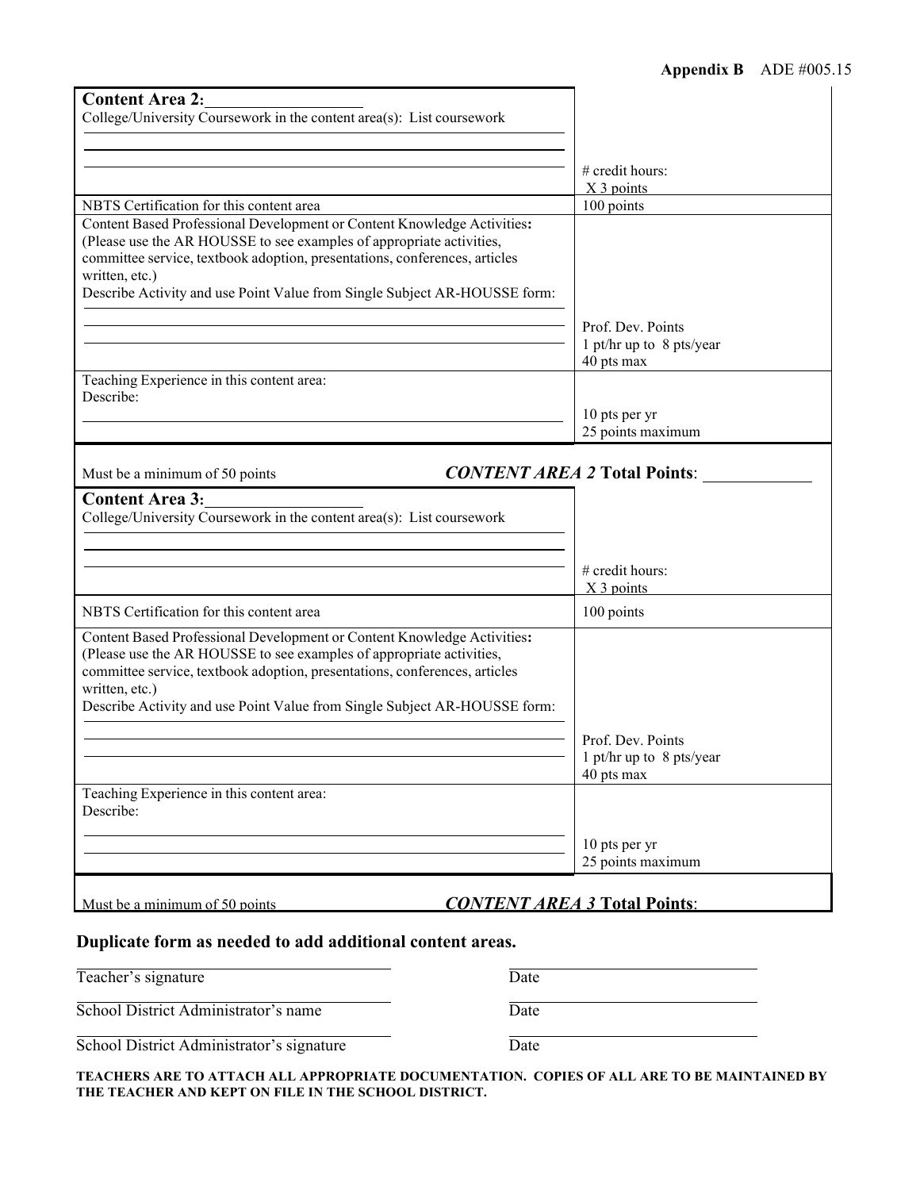**Appendix B** ADE #005.15

| **Content Area 2:**\_\_\_\_\_\_\_\_\_\_\_\_\_\_\_\_\_\_<br>College/University Coursework in the content area(s): List coursework | # credit hours:<br>X 3 points |
|---|---|
| NBTS Certification for this content area | 100 points |
| Content Based Professional Development or Content Knowledge Activities:<br>(Please use the AR HOUSSE to see examples of appropriate activities, committee service, textbook adoption, presentations, conferences, articles written, etc.)<br>Describe Activity and use Point Value from Single Subject AR-HOUSSE form: | Prof. Dev. Points<br>1 pt/hr up to 8 pts/year<br>40 pts max |
| Teaching Experience in this content area:<br>Describe: | 10 pts per yr<br>25 points maximum |

Must be a minimum of 50 points ***CONTENT AREA 2* Total Points**: \_\_\_\_\_\_\_\_\_\_\_\_

| **Content Area 3:**\_\_\_\_\_\_\_\_\_\_\_\_\_\_\_\_\_\_<br>College/University Coursework in the content area(s): List coursework | # credit hours:<br>X 3 points |
|---|---|
| NBTS Certification for this content area | 100 points |
| Content Based Professional Development or Content Knowledge Activities:<br>(Please use the AR HOUSSE to see examples of appropriate activities, committee service, textbook adoption, presentations, conferences, articles written, etc.)<br>Describe Activity and use Point Value from Single Subject AR-HOUSSE form: | Prof. Dev. Points<br>1 pt/hr up to 8 pts/year<br>40 pts max |
| Teaching Experience in this content area:<br>Describe: | 10 pts per yr<br>25 points maximum |

Must be a minimum of 50 points ***CONTENT AREA 3* Total Points**:

**Duplicate form as needed to add additional content areas.**

Teacher's signature Date

School District Administrator's name Date

School District Administrator's signature Date

**TEACHERS ARE TO ATTACH ALL APPROPRIATE DOCUMENTATION. COPIES OF ALL ARE TO BE MAINTAINED BY THE TEACHER AND KEPT ON FILE IN THE SCHOOL DISTRICT.**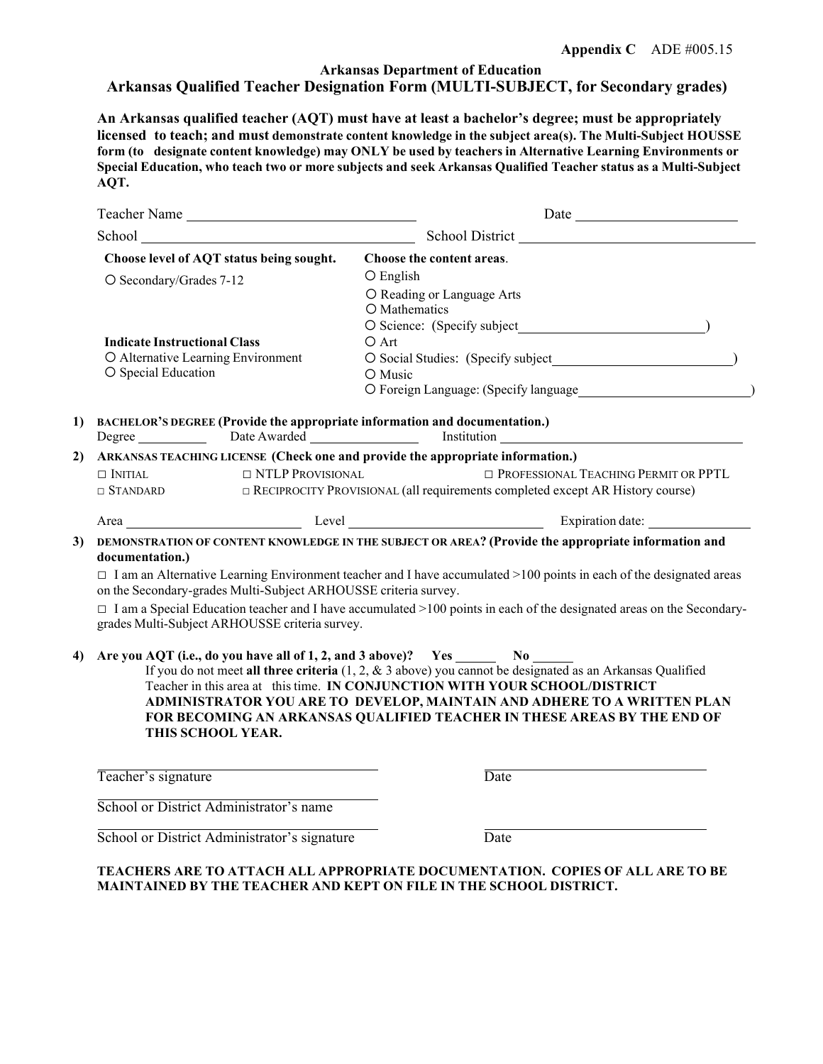**Appendix C** ADE #005.15

**Arkansas Department of Education**

# Arkansas Qualified Teacher Designation Form (MULTI-SUBJECT, for Secondary grades)

**An Arkansas qualified teacher (AQT) must have at least a bachelor's degree; must be appropriately licensed to teach; and must demonstrate content knowledge in the subject area(s). The Multi-Subject HOUSSE form (to designate content knowledge) may ONLY be used by teachers in Alternative Learning Environments or Special Education, who teach two or more subjects and seek Arkansas Qualified Teacher status as a Multi-Subject AQT.**

Teacher Name ______________________________ Date ____________________

School ___________________________________ School District ______________________________

**Choose level of AQT status being sought.**

○ Secondary/Grades 7-12

**Indicate Instructional Class**

○ Alternative Learning Environment
○ Special Education

**Choose the content areas**.

○ English
○ Reading or Language Arts
○ Mathematics
○ Science: (Specify subject________________________)
○ Art
○ Social Studies: (Specify subject________________________)
○ Music
○ Foreign Language: (Specify language________________________)

**1) BACHELOR'S DEGREE (Provide the appropriate information and documentation.)**

Degree __________ Date Awarded ______________ Institution ______________________________

**2) ARKANSAS TEACHING LICENSE (Check one and provide the appropriate information.)**

□ INITIAL □ NTLP PROVISIONAL □ PROFESSIONAL TEACHING PERMIT OR PPTL
□ STANDARD □ RECIPROCITY PROVISIONAL (all requirements completed except AR History course)

Area ______________________ Level ______________________ Expiration date: ______________

**3) DEMONSTRATION OF CONTENT KNOWLEDGE IN THE SUBJECT OR AREA? (Provide the appropriate information and documentation.)**

□ I am an Alternative Learning Environment teacher and I have accumulated >100 points in each of the designated areas on the Secondary-grades Multi-Subject ARHOUSSE criteria survey.

□ I am a Special Education teacher and I have accumulated >100 points in each of the designated areas on the Secondary-grades Multi-Subject ARHOUSSE criteria survey.

**4) Are you AQT (i.e., do you have all of 1, 2, and 3 above)? Yes ______ No ______**

If you do not meet **all three criteria** (1, 2, & 3 above) you cannot be designated as an Arkansas Qualified Teacher in this area at this time. **IN CONJUNCTION WITH YOUR SCHOOL/DISTRICT ADMINISTRATOR YOU ARE TO DEVELOP, MAINTAIN AND ADHERE TO A WRITTEN PLAN FOR BECOMING AN ARKANSAS QUALIFIED TEACHER IN THESE AREAS BY THE END OF THIS SCHOOL YEAR.**

______________________________ ______________________________
Teacher's signature Date

______________________________
School or District Administrator's name

______________________________ ______________________________
School or District Administrator's signature Date

**TEACHERS ARE TO ATTACH ALL APPROPRIATE DOCUMENTATION. COPIES OF ALL ARE TO BE MAINTAINED BY THE TEACHER AND KEPT ON FILE IN THE SCHOOL DISTRICT.**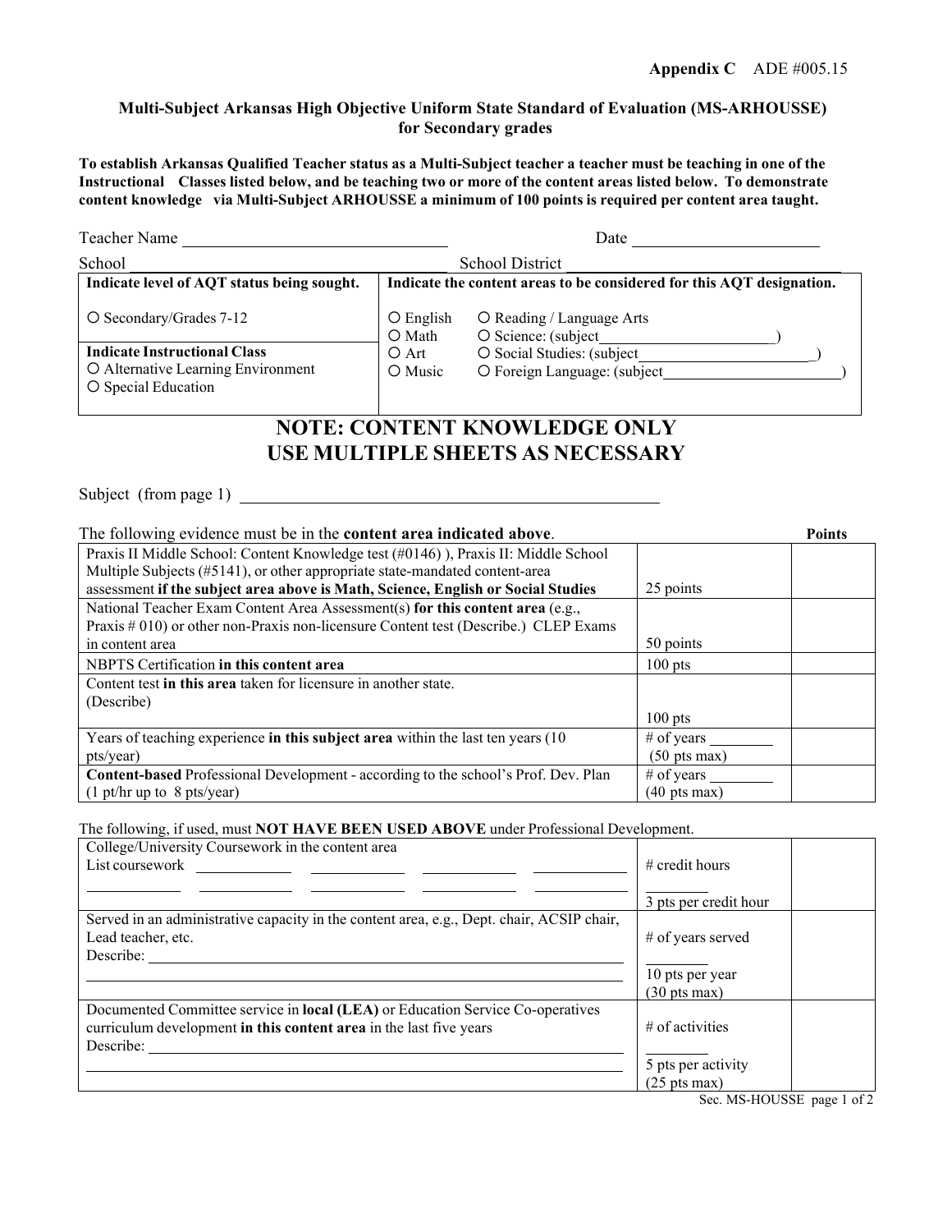Appendix C ADE #005.15

**Multi-Subject Arkansas High Objective Uniform State Standard of Evaluation (MS-ARHOUSSE) for Secondary grades**

**To establish Arkansas Qualified Teacher status as a Multi-Subject teacher a teacher must be teaching in one of the Instructional Classes listed below, and be teaching two or more of the content areas listed below. To demonstrate content knowledge via Multi-Subject ARHOUSSE a minimum of 100 points is required per content area taught.**

Teacher Name ______________________________ Date ______________________

School ______________________________ School District ______________________________

| **Indicate level of AQT status being sought.** | **Indicate the content areas to be considered for this AQT designation.** |
|---|---|
| ○ Secondary/Grades 7-12 | ○ English ○ Reading / Language Arts<br>○ Math ○ Science: (subject______________________)<br>○ Art ○ Social Studies: (subject______________________)<br>○ Music ○ Foreign Language: (subject______________________) |
| **Indicate Instructional Class**<br>○ Alternative Learning Environment<br>○ Special Education | |

# NOTE: CONTENT KNOWLEDGE ONLY
# USE MULTIPLE SHEETS AS NECESSARY

Subject (from page 1) ______________________________________________

The following evidence must be in the **content area indicated above**.

| | | **Points** |
|---|---|---|
| Praxis II Middle School: Content Knowledge test (#0146) ), Praxis II: Middle School Multiple Subjects (#5141), or other appropriate state-mandated content-area assessment **if the subject area above is Math, Science, English or Social Studies** | 25 points | |
| National Teacher Exam Content Area Assessment(s) **for this content area** (e.g., Praxis # 010) or other non-Praxis non-licensure Content test (Describe.) CLEP Exams in content area | 50 points | |
| NBPTS Certification **in this content area** | 100 pts | |
| Content test **in this area** taken for licensure in another state. (Describe) | 100 pts | |
| Years of teaching experience **in this subject area** within the last ten years (10 pts/year) | # of years ________ (50 pts max) | |
| **Content-based** Professional Development - according to the school's Prof. Dev. Plan (1 pt/hr up to 8 pts/year) | # of years ________ (40 pts max) | |

The following, if used, must **NOT HAVE BEEN USED ABOVE** under Professional Development.

| | | |
|---|---|---|
| College/University Coursework in the content area<br>List coursework ____________ ____________ ____________ ____________<br>____________ ____________ ____________ ____________ ____________ | # credit hours<br>________<br>3 pts per credit hour | |
| Served in an administrative capacity in the content area, e.g., Dept. chair, ACSIP chair, Lead teacher, etc.<br>Describe: ______________________________________________ | # of years served<br>________<br>10 pts per year<br>(30 pts max) | |
| Documented Committee service in **local (LEA)** or Education Service Co-operatives curriculum development **in this content area** in the last five years<br>Describe: ______________________________________________ | # of activities<br>________<br>5 pts per activity<br>(25 pts max) | |

Sec. MS-HOUSSE page 1 of 2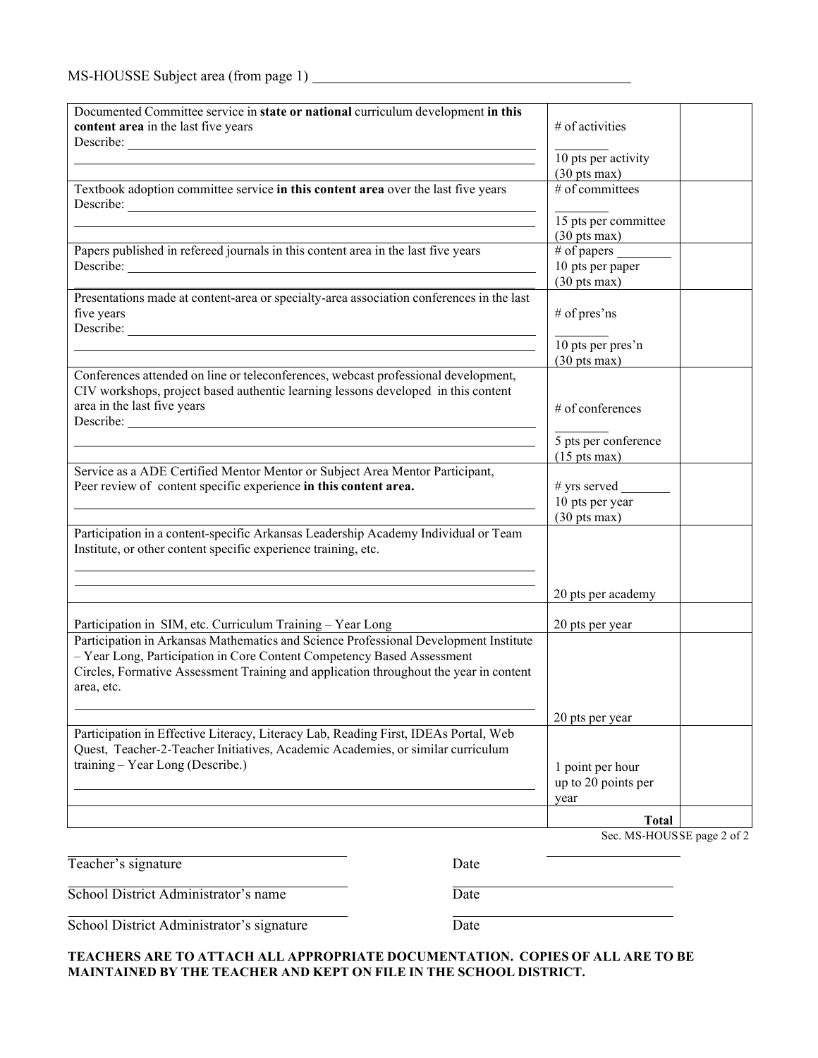MS-HOUSSE Subject area (from page 1) ________________________________________

| | | |
|---|---|---|
| Documented Committee service in **state or national** curriculum development **in this content area** in the last five years<br>Describe: ________________________________________<br>________________________________________ | # of activities<br>________<br>10 pts per activity<br>(30 pts max) | |
| Textbook adoption committee service **in this content area** over the last five years<br>Describe: ________________________________________<br>________________________________________ | # of committees<br>________<br>15 pts per committee<br>(30 pts max) | |
| Papers published in refereed journals in this content area in the last five years<br>Describe: ________________________________________<br>________________________________________ | # of papers ________<br>10 pts per paper<br>(30 pts max) | |
| Presentations made at content-area or specialty-area association conferences in the last five years<br>Describe: ________________________________________<br>________________________________________ | # of pres'ns<br>________<br>10 pts per pres'n<br>(30 pts max) | |
| Conferences attended on line or teleconferences, webcast professional development, CIV workshops, project based authentic learning lessons developed in this content area in the last five years<br>Describe: ________________________________________<br>________________________________________ | # of conferences<br>________<br>5 pts per conference<br>(15 pts max) | |
| Service as a ADE Certified Mentor Mentor or Subject Area Mentor Participant,<br>Peer review of content specific experience **in this content area.**<br>________________________________________ | # yrs served ________<br>10 pts per year<br>(30 pts max) | |
| Participation in a content-specific Arkansas Leadership Academy Individual or Team Institute, or other content specific experience training, etc.<br>________________________________________<br>________________________________________ | 20 pts per academy | |
| Participation in SIM, etc. Curriculum Training – Year Long | 20 pts per year | |
| Participation in Arkansas Mathematics and Science Professional Development Institute – Year Long, Participation in Core Content Competency Based Assessment Circles, Formative Assessment Training and application throughout the year in content area, etc.<br>________________________________________ | 20 pts per year | |
| Participation in Effective Literacy, Literacy Lab, Reading First, IDEAs Portal, Web Quest, Teacher-2-Teacher Initiatives, Academic Academies, or similar curriculum training – Year Long (Describe.)<br>________________________________________ | 1 point per hour<br>up to 20 points per year | |
| | **Total** | |

Sec. MS-HOUSSE page 2 of 2

________________________ Teacher's signature &nbsp;&nbsp;&nbsp; Date ________________________

________________________ School District Administrator's name &nbsp;&nbsp;&nbsp; Date ________________________

________________________ School District Administrator's signature &nbsp;&nbsp;&nbsp; Date ________________________

**TEACHERS ARE TO ATTACH ALL APPROPRIATE DOCUMENTATION. COPIES OF ALL ARE TO BE MAINTAINED BY THE TEACHER AND KEPT ON FILE IN THE SCHOOL DISTRICT.**